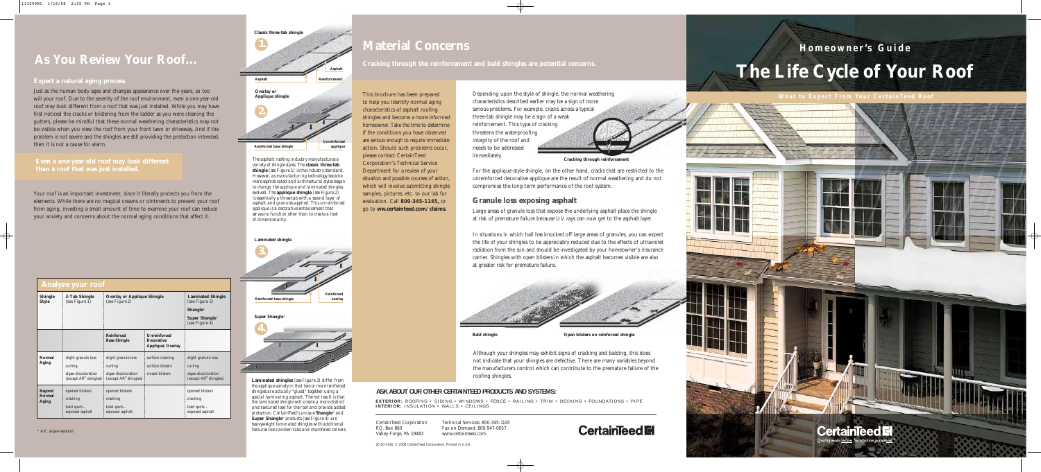# Homeowner's Guide

# The Life Cycle of Your Roof

**What to Expect From Your CertainTeed Roof**

## As You Review Your Roof...

### Expect a natural aging process

Just as the human body ages and changes appearance over the years, so too will your roof. Due to the severity of the roof environment, even a one-year-old roof may look different from a roof that was just installed. While you may have first noticed the cracks or blistering from the ladder as you were cleaning the gutters, please be mindful that these normal weathering characteristics may not be visible when you view the roof from your front lawn or driveway. And if the problem is not severe and the shingles are still providing the protection intended, then it is not a cause for alarm.

**Even a one-year-old roof may look different than a roof that was just installed.**

Your roof is an important investment, since it literally protects you from the elements. While there are no magical creams or ointments to prevent your roof from aging, investing a small amount of time to examine your roof can reduce your anxiety and concerns about the normal aging conditions that affect it.

### Analyze your roof

| Shingle Style | 3-Tab Shingle (see Figure 1) | Overlay or Applique Shingle (see Figure 2) | | Laminated Shingle (see Figure 3) Shangle® Super Shangle® (see Figure 4) |
|---|---|---|---|---|
| | | Reinforced Base Shingle | Unreinforced Decorative Applique Overlay | |
| Normal Aging | slight granule loss<br>curling<br>algae discoloration (except AR* shingles) | slight granule loss<br>curling<br>algae discoloration (except AR* shingles) | surface cracking<br>surface blisters<br>closed blisters | slight granule loss<br>curling<br>algae discoloration (except AR* shingles) |
| Beyond Normal Aging | opened blisters<br>cracking<br>bald spots – exposed asphalt | opened blisters<br>cracking<br>bald spots – exposed asphalt | | opened blisters<br>cracking<br>bald spots – exposed asphalt |

\* AR: algae-resistant

**Classic three-tab shingle**

1. Asphalt — Asphalt — Reinforcement

**Overlay or Applique shingle**

2. Reinforced base shingle — Unreinforced applique

The asphalt roofing industry manufactures a variety of shingle styles. The **classic three-tab shingle** (see Figure 1) is the industry standard. However, as manufacturing technology became more sophisticated and architectural styles began to change, the applique and laminated shingles evolved. The **applique shingle** (see Figure 2) is essentially a three-tab with a second layer of asphalt and granules applied. This unreinforced applique is a decorative enhancement that serves no function other than to create a look of dimensionality.

**Laminated shingle**

3. Reinforced base shingle — Reinforced overlay

**Super Shangle®**

4.

**Laminated shingles** (see Figure 3) differ from the applique variety in that two or more reinforced shingles are actually "glued" together using a special laminating asphalt. The net result is that the laminated shingle will create a more distinct and textured look for the roof and provide added protection. CertainTeed's unique **Shangle®** and **Super Shangle®** products (see Figure 4) are heavyweight laminated shingles with additional features like random tabs and chamfered corners.

## Material Concerns

**Cracking through the reinforcement and bald shingles are potential concerns.**

This brochure has been prepared to help you identify normal aging characteristics of asphalt roofing shingles and become a more informed homeowner. Take the time to determine if the conditions you have observed are serious enough to require immediate action. Should such problems occur, please contact CertainTeed Corporation's Technical Service Department for a review of your situation and possible courses of action, which will involve submitting shingle samples, pictures, etc. to our lab for evaluation. Call **800-345-1145,** or go to **ww.certainteed.com/claims.**

Depending upon the style of shingle, the normal weathering characteristics described earlier may be a sign of more serious problems. For example, cracks across a typical three-tab shingle may be a sign of a weak reinforcement. This type of cracking threatens the waterproofing integrity of the roof and needs to be addressed immediately.

**Cracking through reinforcement**

For the applique-style shingle, on the other hand, cracks that are restricted to the unreinforced decorative applique are the result of normal weathering and do not compromise the long-term performance of the roof system.

### Granule loss exposing asphalt

Large areas of granule loss that expose the underlying asphalt place the shingle at risk of premature failure because UV rays can now get to the asphalt layer.

In situations in which hail has knocked off large areas of granules, you can expect the life of your shingles to be appreciably reduced due to the effects of ultraviolet radiation from the sun and should be investigated by your homeowner's insurance carrier. Shingles with open blisters in which the asphalt becomes visible are also at greater risk for premature failure.

**Bald shingle** — **Open blisters on reinforced shingle**

Although your shingles may exhibit signs of cracking and balding, this does not indicate that your shingles are defective. There are many variables beyond the manufacturers control which can contribute to the premature failure of the roofing shingles.

### ASK ABOUT OUR OTHER CERTAINTEED PRODUCTS AND SYSTEMS:

**EXTERIOR:** ROOFING • SIDING • WINDOWS • FENCE • RAILING • TRIM • DECKING • FOUNDATIONS • PIPE
**INTERIOR:** INSULATION • WALLS • CEILINGS

CertainTeed Corporation
P.O. Box 860
Valley Forge, PA 19482

Technical Services: 800-345-1145
Fax on Demand: 800-947-0057
www.certainteed.com

20-20-1430, © 2008 CertainTeed Corporation, Printed in U.S.A.

CertainTeed

Quality made certain. Satisfaction guaranteed.™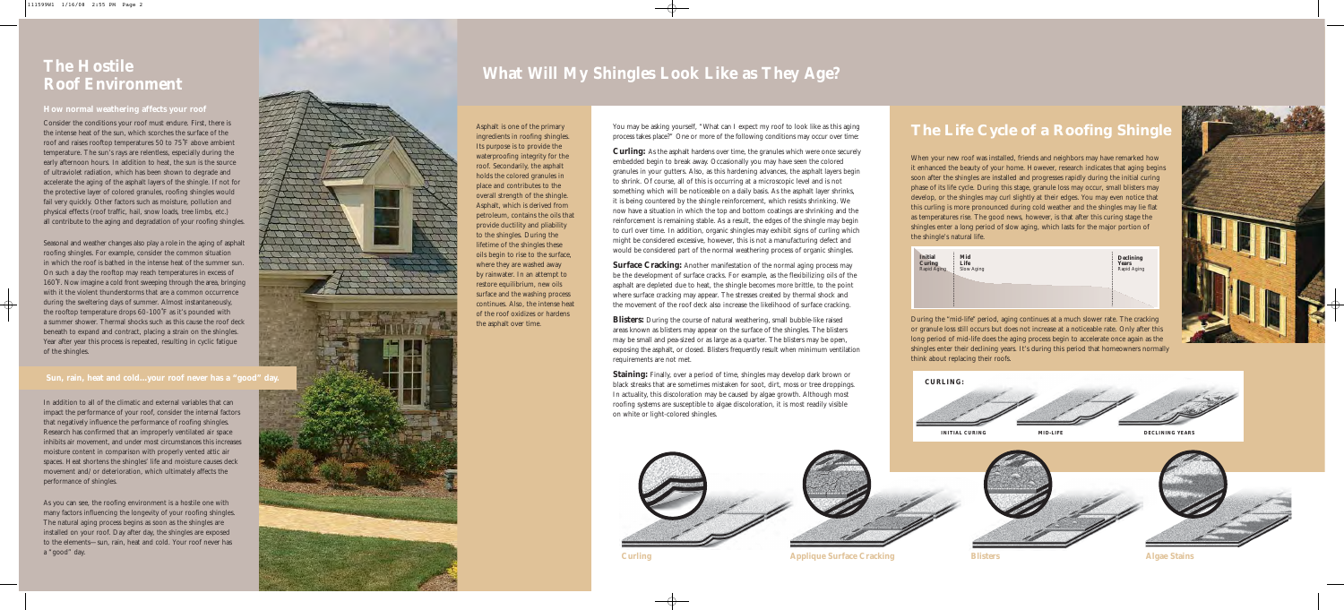# The Hostile Roof Environment

### How normal weathering affects your roof

Consider the conditions your roof must endure. First, there is the intense heat of the sun, which scorches the surface of the roof and raises rooftop temperatures 50 to 75°F above ambient temperature. The sun's rays are relentless, especially during the early afternoon hours. In addition to heat, the sun is the source of ultraviolet radiation, which has been shown to degrade and accelerate the aging of the asphalt layers of the shingle. If not for the protective layer of colored granules, roofing shingles would fail very quickly. Other factors such as moisture, pollution and physical effects (roof traffic, hail, snow loads, tree limbs, etc.) all contribute to the aging and degradation of your roofing shingles.

Seasonal and weather changes also play a role in the aging of asphalt roofing shingles. For example, consider the common situation in which the roof is bathed in the intense heat of the summer sun. On such a day the rooftop may reach temperatures in excess of 160°F. Now imagine a cold front sweeping through the area, bringing with it the violent thunderstorms that are a common occurrence during the sweltering days of summer. Almost instantaneously, the rooftop temperature drops 60-100°F as it's pounded with a summer shower. Thermal shocks such as this cause the roof deck beneath to expand and contract, placing a strain on the shingles. Year after year this process is repeated, resulting in cyclic fatigue of the shingles.

### Sun, rain, heat and cold...your roof never has a "good" day.

In addition to all of the climatic and external variables that can impact the performance of your roof, consider the internal factors that negatively influence the performance of roofing shingles. Research has confirmed that an improperly ventilated air space inhibits air movement, and under most circumstances this increases moisture content in comparison with properly vented attic air spaces. Heat shortens the shingles' life and moisture causes deck movement and/or deterioration, which ultimately affects the performance of shingles.

As you can see, the roofing environment is a hostile one with many factors influencing the longevity of your roofing shingles. The natural aging process begins as soon as the shingles are installed on your roof. Day after day, the shingles are exposed to the elements—sun, rain, heat and cold. Your roof never has a "good" day.

# What Will My Shingles Look Like as They Age?

Asphalt is one of the primary ingredients in roofing shingles. Its purpose is to provide the waterproofing integrity for the roof. Secondarily, the asphalt holds the colored granules in place and contributes to the overall strength of the shingle. Asphalt, which is derived from petroleum, contains the oils that provide ductility and pliability to the shingles. During the lifetime of the shingles these oils begin to rise to the surface, where they are washed away by rainwater. In an attempt to restore equilibrium, new oils surface and the washing process continues. Also, the intense heat of the roof oxidizes or hardens the asphalt over time.

You may be asking yourself, "What can I expect my roof to look like as this aging process takes place?" One or more of the following conditions may occur over time:

**Curling:** As the asphalt hardens over time, the granules which were once securely embedded begin to break away. Occasionally you may have seen the colored granules in your gutters. Also, as this hardening advances, the asphalt layers begin to shrink. Of course, all of this is occurring at a microscopic level and is not something which will be noticeable on a daily basis. As the asphalt layer shrinks, it is being countered by the shingle reinforcement, which resists shrinking. We now have a situation in which the top and bottom coatings are shrinking and the reinforcement is remaining stable. As a result, the edges of the shingle may begin to curl over time. In addition, organic shingles may exhibit signs of curling which might be considered excessive, however, this is not a manufacturing defect and would be considered part of the normal weathering process of organic shingles.

**Surface Cracking:** Another manifestation of the normal aging process may be the development of surface cracks. For example, as the flexibilizing oils of the asphalt are depleted due to heat, the shingle becomes more brittle, to the point where surface cracking may appear. The stresses created by thermal shock and the movement of the roof deck also increase the likelihood of surface cracking.

**Blisters:** During the course of natural weathering, small bubble-like raised areas known as blisters may appear on the surface of the shingles. The blisters may be small and pea-sized or as large as a quarter. The blisters may be open, exposing the asphalt, or closed. Blisters frequently result when minimum ventilation requirements are not met.

**Staining:** Finally, over a period of time, shingles may develop dark brown or black streaks that are sometimes mistaken for soot, dirt, moss or tree droppings. In actuality, this discoloration may be caused by algae growth. Although most roofing systems are susceptible to algae discoloration, it is most readily visible on white or light-colored shingles.

## The Life Cycle of a Roofing Shingle

When your new roof was installed, friends and neighbors may have remarked how it enhanced the beauty of your home. However, research indicates that aging begins soon after the shingles are installed and progresses rapidly during the initial curing phase of its life cycle. During this stage, granule loss may occur, small blisters may develop, or the shingles may curl slightly at their edges. You may even notice that this curling is more pronounced during cold weather and the shingles may lie flat as temperatures rise. The good news, however, is that after this curing stage the shingles enter a long period of slow aging, which lasts for the major portion of the shingle's natural life.

Initial Curing
Rapid Aging
Mid Life
Slow Aging
Declining Years
Rapid Aging

During the "mid-life" period, aging continues at a much slower rate. The cracking or granule loss still occurs but does not increase at a noticeable rate. Only after this long period of mid-life does the aging process begin to accelerate once again as the shingles enter their declining years. It's during this period that homeowners normally think about replacing their roofs.

CURLING:

INITIAL CURING
MID-LIFE
DECLINING YEARS

Curling
Applique Surface Cracking
Blisters
Algae Stains